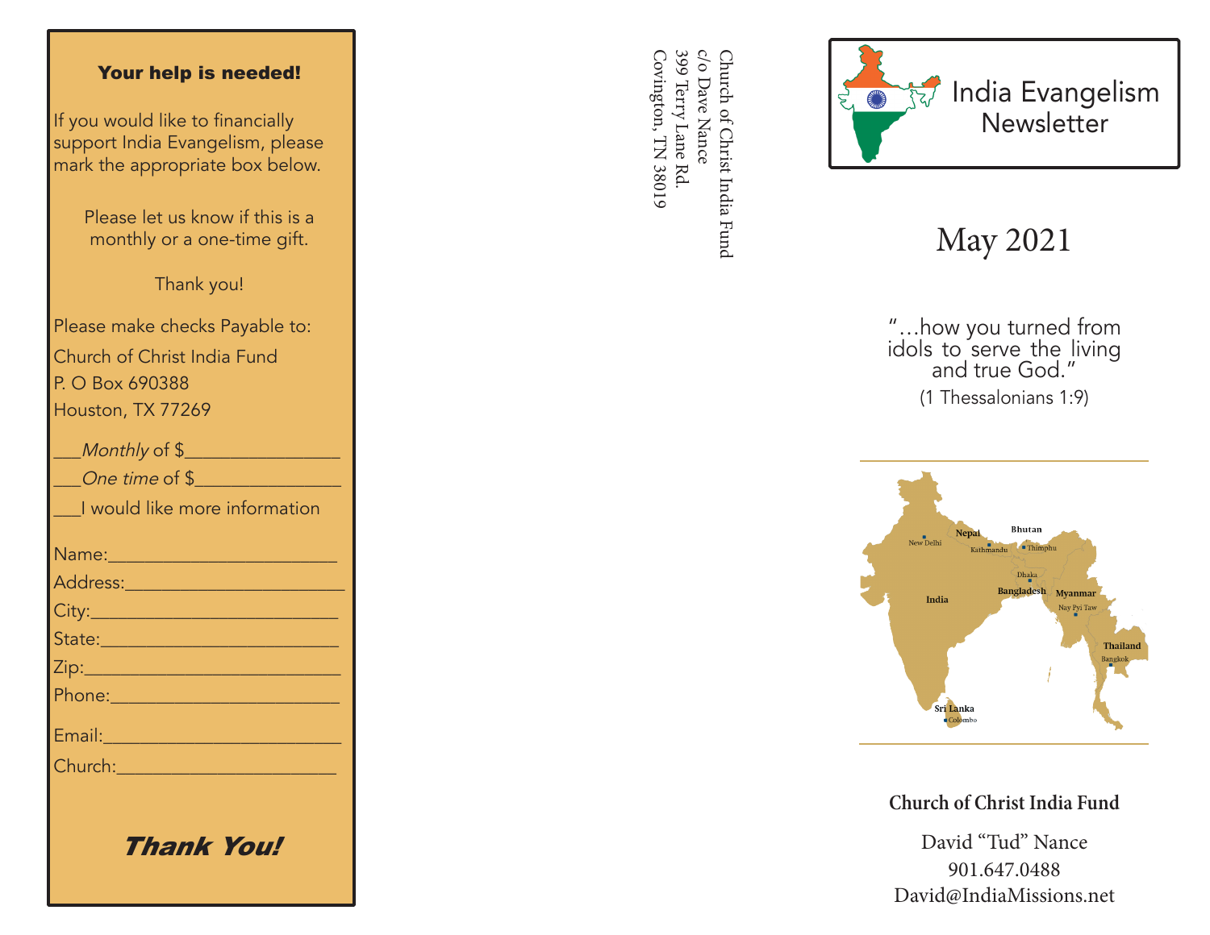## Your help is needed!

If you would like to financially support India Evangelism, please mark the appropriate box below.

Please let us know if this is a monthly or a one-time gift.

Thank you!

Please make checks Payable to:
Church of Christ India Fund
P. O Box 690388
Houston, TX 77269

___*Monthly* of $_______________

___*One time* of $_______________

___I would like more information

Name:_______________________

Address:_____________________

City:_______________________

State:______________________

Zip:________________________

Phone:______________________

Email:______________________

Church:_____________________

***Thank You!***

Church of Christ India Fund
c/o Dave Nance
399 Terry Lane Rd.
Covington, TN 38019

# India Evangelism Newsletter

## May 2021

"…how you turned from idols to serve the living and true God."
(1 Thessalonians 1:9)

India, Nepal, Bhutan, Bangladesh, Myanmar, Thailand, Sri Lanka
New Delhi, Kathmandu, Thimphu, Dhaka, Nay Pyi Taw, Bangkok, Colombo

**Church of Christ India Fund**

David "Tud" Nance
901.647.0488
David@IndiaMissions.net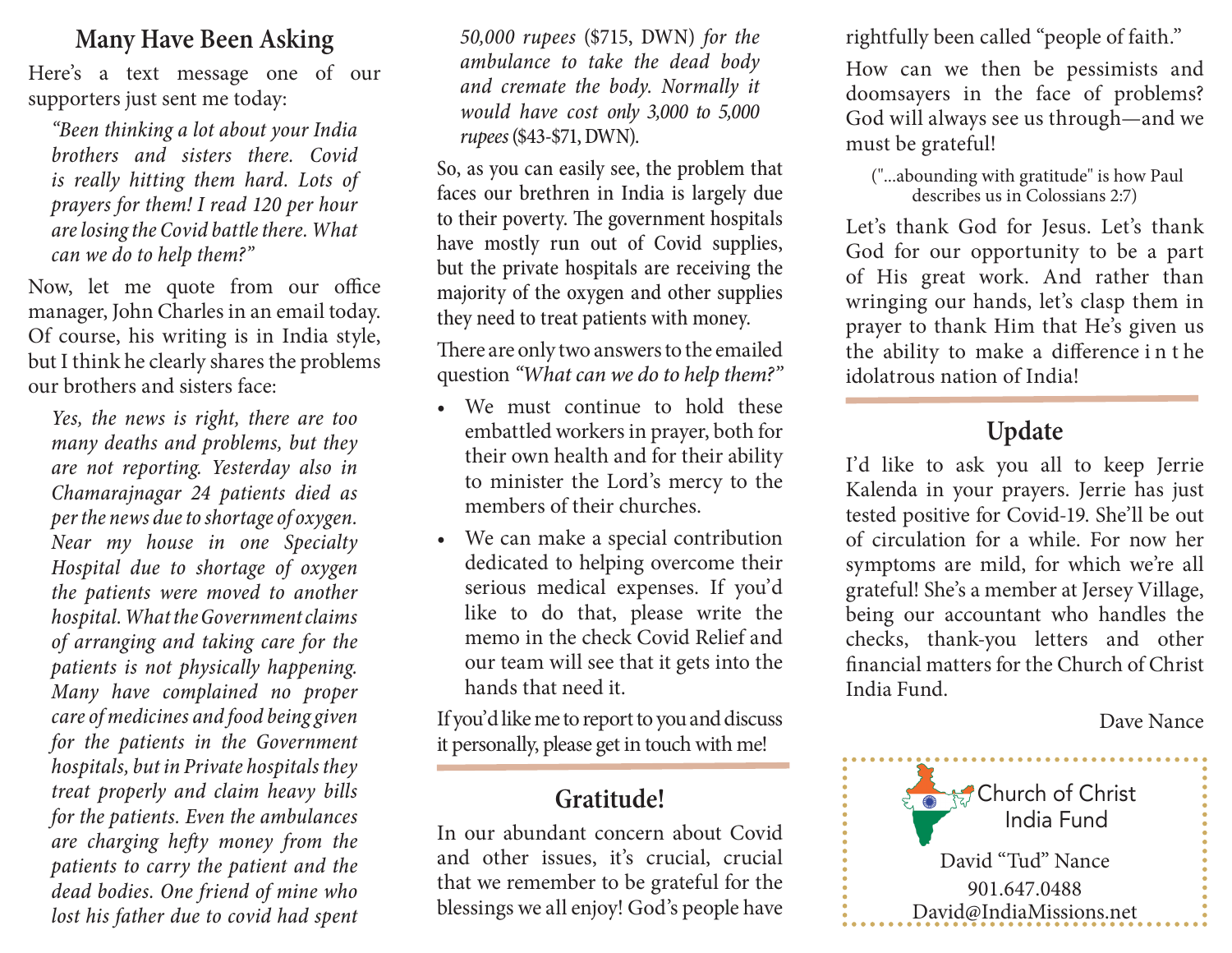## Many Have Been Asking

Here's a text message one of our supporters just sent me today:

> *"Been thinking a lot about your India brothers and sisters there. Covid is really hitting them hard. Lots of prayers for them! I read 120 per hour are losing the Covid battle there. What can we do to help them?"*

Now, let me quote from our office manager, John Charles in an email today. Of course, his writing is in India style, but I think he clearly shares the problems our brothers and sisters face:

> *Yes, the news is right, there are too many deaths and problems, but they are not reporting. Yesterday also in Chamarajnagar 24 patients died as per the news due to shortage of oxygen. Near my house in one Specialty Hospital due to shortage of oxygen the patients were moved to another hospital. What the Government claims of arranging and taking care for the patients is not physically happening. Many have complained no proper care of medicines and food being given for the patients in the Government hospitals, but in Private hospitals they treat properly and claim heavy bills for the patients. Even the ambulances are charging hefty money from the patients to carry the patient and the dead bodies. One friend of mine who lost his father due to covid had spent 50,000 rupees* ($715, DWN) *for the ambulance to take the dead body and cremate the body. Normally it would have cost only 3,000 to 5,000 rupees* ($43-$71, DWN).

So, as you can easily see, the problem that faces our brethren in India is largely due to their poverty. The government hospitals have mostly run out of Covid supplies, but the private hospitals are receiving the majority of the oxygen and other supplies they need to treat patients with money.

There are only two answers to the emailed question *"What can we do to help them?"*

- We must continue to hold these embattled workers in prayer, both for their own health and for their ability to minister the Lord's mercy to the members of their churches.
- We can make a special contribution dedicated to helping overcome their serious medical expenses. If you'd like to do that, please write the memo in the check Covid Relief and our team will see that it gets into the hands that need it.

If you'd like me to report to you and discuss it personally, please get in touch with me!

## Gratitude!

In our abundant concern about Covid and other issues, it's crucial, crucial that we remember to be grateful for the blessings we all enjoy! God's people have rightfully been called "people of faith."

How can we then be pessimists and doomsayers in the face of problems? God will always see us through—and we must be grateful!

("...abounding with gratitude" is how Paul describes us in Colossians 2:7)

Let's thank God for Jesus. Let's thank God for our opportunity to be a part of His great work. And rather than wringing our hands, let's clasp them in prayer to thank Him that He's given us the ability to make a difference in the idolatrous nation of India!

## Update

I'd like to ask you all to keep Jerrie Kalenda in your prayers. Jerrie has just tested positive for Covid-19. She'll be out of circulation for a while. For now her symptoms are mild, for which we're all grateful! She's a member at Jersey Village, being our accountant who handles the checks, thank-you letters and other financial matters for the Church of Christ India Fund.

Dave Nance

Church of Christ India Fund

David "Tud" Nance

901.647.0488

David@IndiaMissions.net